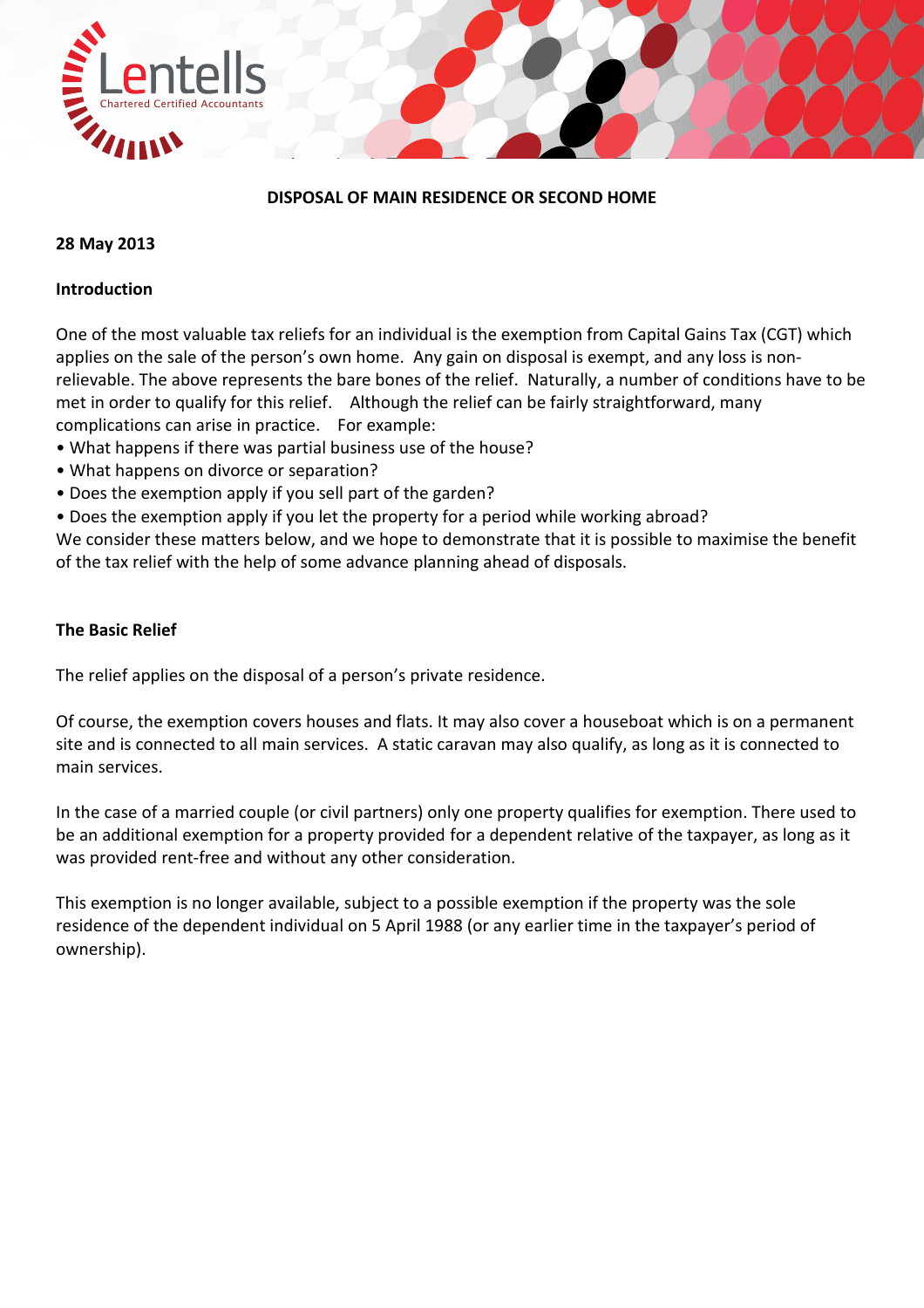# DISPOSAL OF MAIN RESIDENCE OR SECOND HOME

**28 May 2013**

## Introduction

One of the most valuable tax reliefs for an individual is the exemption from Capital Gains Tax (CGT) which applies on the sale of the person's own home. Any gain on disposal is exempt, and any loss is non-relievable. The above represents the bare bones of the relief. Naturally, a number of conditions have to be met in order to qualify for this relief. Although the relief can be fairly straightforward, many complications can arise in practice. For example:

- What happens if there was partial business use of the house?
- What happens on divorce or separation?
- Does the exemption apply if you sell part of the garden?
- Does the exemption apply if you let the property for a period while working abroad?

We consider these matters below, and we hope to demonstrate that it is possible to maximise the benefit of the tax relief with the help of some advance planning ahead of disposals.

## The Basic Relief

The relief applies on the disposal of a person's private residence.

Of course, the exemption covers houses and flats. It may also cover a houseboat which is on a permanent site and is connected to all main services. A static caravan may also qualify, as long as it is connected to main services.

In the case of a married couple (or civil partners) only one property qualifies for exemption. There used to be an additional exemption for a property provided for a dependent relative of the taxpayer, as long as it was provided rent-free and without any other consideration.

This exemption is no longer available, subject to a possible exemption if the property was the sole residence of the dependent individual on 5 April 1988 (or any earlier time in the taxpayer's period of ownership).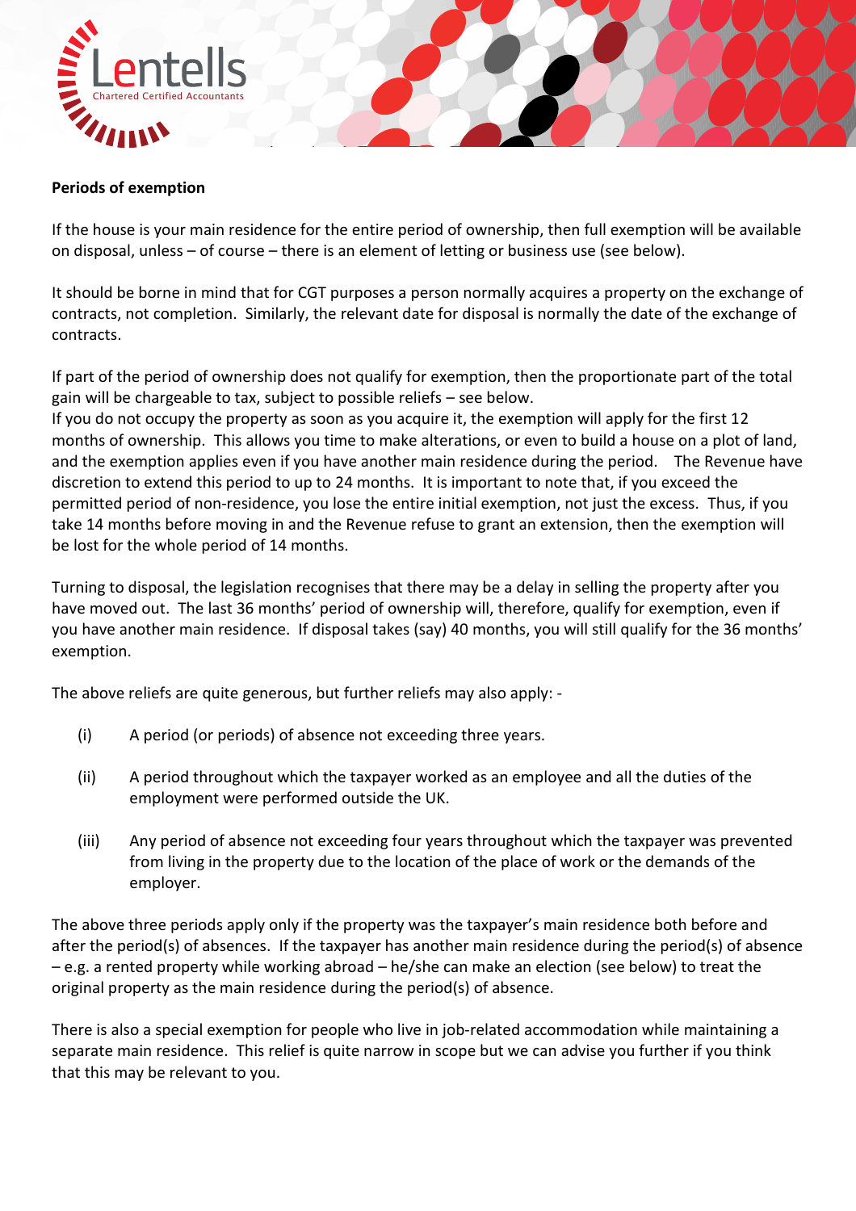**Periods of exemption**

If the house is your main residence for the entire period of ownership, then full exemption will be available on disposal, unless – of course – there is an element of letting or business use (see below).

It should be borne in mind that for CGT purposes a person normally acquires a property on the exchange of contracts, not completion. Similarly, the relevant date for disposal is normally the date of the exchange of contracts.

If part of the period of ownership does not qualify for exemption, then the proportionate part of the total gain will be chargeable to tax, subject to possible reliefs – see below.
If you do not occupy the property as soon as you acquire it, the exemption will apply for the first 12 months of ownership. This allows you time to make alterations, or even to build a house on a plot of land, and the exemption applies even if you have another main residence during the period. The Revenue have discretion to extend this period to up to 24 months. It is important to note that, if you exceed the permitted period of non-residence, you lose the entire initial exemption, not just the excess. Thus, if you take 14 months before moving in and the Revenue refuse to grant an extension, then the exemption will be lost for the whole period of 14 months.

Turning to disposal, the legislation recognises that there may be a delay in selling the property after you have moved out. The last 36 months' period of ownership will, therefore, qualify for exemption, even if you have another main residence. If disposal takes (say) 40 months, you will still qualify for the 36 months' exemption.

The above reliefs are quite generous, but further reliefs may also apply: -

(i) A period (or periods) of absence not exceeding three years.

(ii) A period throughout which the taxpayer worked as an employee and all the duties of the employment were performed outside the UK.

(iii) Any period of absence not exceeding four years throughout which the taxpayer was prevented from living in the property due to the location of the place of work or the demands of the employer.

The above three periods apply only if the property was the taxpayer's main residence both before and after the period(s) of absences. If the taxpayer has another main residence during the period(s) of absence – e.g. a rented property while working abroad – he/she can make an election (see below) to treat the original property as the main residence during the period(s) of absence.

There is also a special exemption for people who live in job-related accommodation while maintaining a separate main residence. This relief is quite narrow in scope but we can advise you further if you think that this may be relevant to you.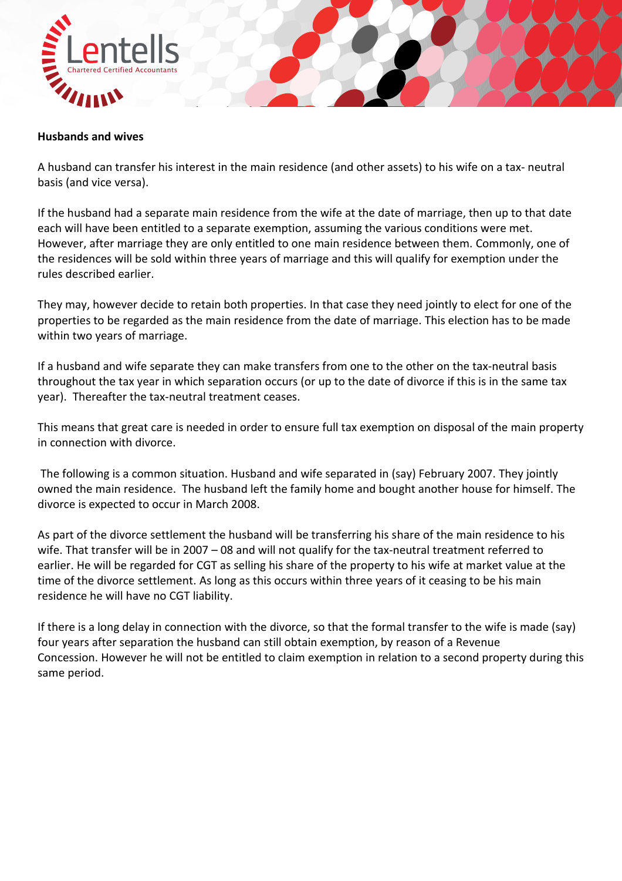**Husbands and wives**

A husband can transfer his interest in the main residence (and other assets) to his wife on a tax- neutral basis (and vice versa).

If the husband had a separate main residence from the wife at the date of marriage, then up to that date each will have been entitled to a separate exemption, assuming the various conditions were met. However, after marriage they are only entitled to one main residence between them. Commonly, one of the residences will be sold within three years of marriage and this will qualify for exemption under the rules described earlier.

They may, however decide to retain both properties. In that case they need jointly to elect for one of the properties to be regarded as the main residence from the date of marriage. This election has to be made within two years of marriage.

If a husband and wife separate they can make transfers from one to the other on the tax-neutral basis throughout the tax year in which separation occurs (or up to the date of divorce if this is in the same tax year). Thereafter the tax-neutral treatment ceases.

This means that great care is needed in order to ensure full tax exemption on disposal of the main property in connection with divorce.

The following is a common situation. Husband and wife separated in (say) February 2007. They jointly owned the main residence. The husband left the family home and bought another house for himself. The divorce is expected to occur in March 2008.

As part of the divorce settlement the husband will be transferring his share of the main residence to his wife. That transfer will be in 2007 – 08 and will not qualify for the tax-neutral treatment referred to earlier. He will be regarded for CGT as selling his share of the property to his wife at market value at the time of the divorce settlement. As long as this occurs within three years of it ceasing to be his main residence he will have no CGT liability.

If there is a long delay in connection with the divorce, so that the formal transfer to the wife is made (say) four years after separation the husband can still obtain exemption, by reason of a Revenue Concession. However he will not be entitled to claim exemption in relation to a second property during this same period.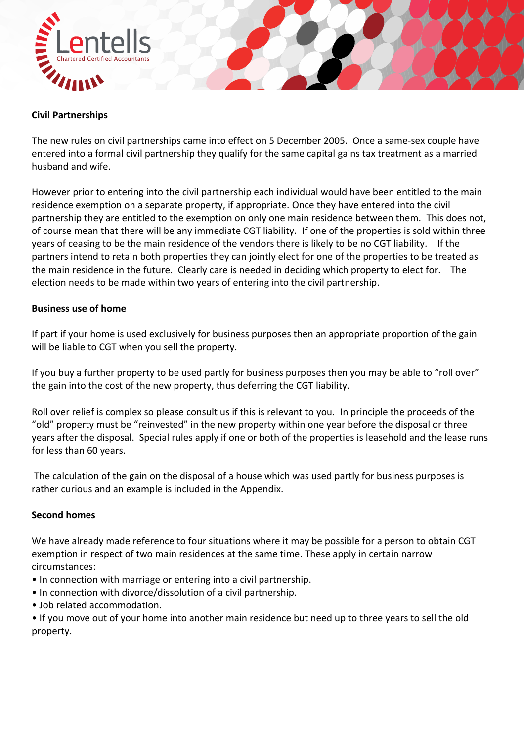**Civil Partnerships**

The new rules on civil partnerships came into effect on 5 December 2005. Once a same-sex couple have entered into a formal civil partnership they qualify for the same capital gains tax treatment as a married husband and wife.

However prior to entering into the civil partnership each individual would have been entitled to the main residence exemption on a separate property, if appropriate. Once they have entered into the civil partnership they are entitled to the exemption on only one main residence between them. This does not, of course mean that there will be any immediate CGT liability. If one of the properties is sold within three years of ceasing to be the main residence of the vendors there is likely to be no CGT liability. If the partners intend to retain both properties they can jointly elect for one of the properties to be treated as the main residence in the future. Clearly care is needed in deciding which property to elect for. The election needs to be made within two years of entering into the civil partnership.

**Business use of home**

If part if your home is used exclusively for business purposes then an appropriate proportion of the gain will be liable to CGT when you sell the property.

If you buy a further property to be used partly for business purposes then you may be able to "roll over" the gain into the cost of the new property, thus deferring the CGT liability.

Roll over relief is complex so please consult us if this is relevant to you. In principle the proceeds of the "old" property must be "reinvested" in the new property within one year before the disposal or three years after the disposal. Special rules apply if one or both of the properties is leasehold and the lease runs for less than 60 years.

The calculation of the gain on the disposal of a house which was used partly for business purposes is rather curious and an example is included in the Appendix.

**Second homes**

We have already made reference to four situations where it may be possible for a person to obtain CGT exemption in respect of two main residences at the same time. These apply in certain narrow circumstances:

- In connection with marriage or entering into a civil partnership.
- In connection with divorce/dissolution of a civil partnership.
- Job related accommodation.
- If you move out of your home into another main residence but need up to three years to sell the old property.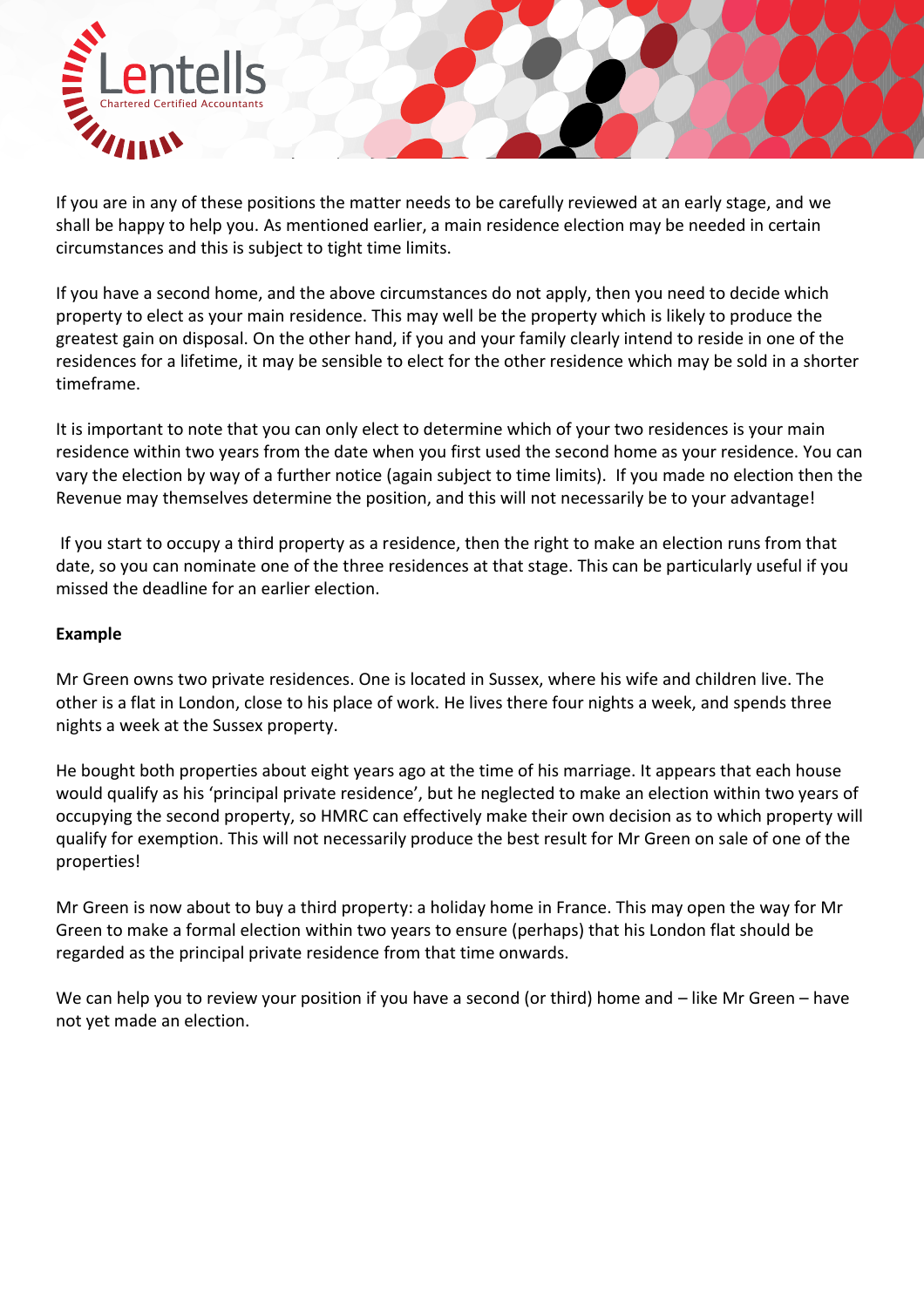If you are in any of these positions the matter needs to be carefully reviewed at an early stage, and we shall be happy to help you. As mentioned earlier, a main residence election may be needed in certain circumstances and this is subject to tight time limits.

If you have a second home, and the above circumstances do not apply, then you need to decide which property to elect as your main residence. This may well be the property which is likely to produce the greatest gain on disposal. On the other hand, if you and your family clearly intend to reside in one of the residences for a lifetime, it may be sensible to elect for the other residence which may be sold in a shorter timeframe.

It is important to note that you can only elect to determine which of your two residences is your main residence within two years from the date when you first used the second home as your residence. You can vary the election by way of a further notice (again subject to time limits). If you made no election then the Revenue may themselves determine the position, and this will not necessarily be to your advantage!

If you start to occupy a third property as a residence, then the right to make an election runs from that date, so you can nominate one of the three residences at that stage. This can be particularly useful if you missed the deadline for an earlier election.

**Example**

Mr Green owns two private residences. One is located in Sussex, where his wife and children live. The other is a flat in London, close to his place of work. He lives there four nights a week, and spends three nights a week at the Sussex property.

He bought both properties about eight years ago at the time of his marriage. It appears that each house would qualify as his 'principal private residence', but he neglected to make an election within two years of occupying the second property, so HMRC can effectively make their own decision as to which property will qualify for exemption. This will not necessarily produce the best result for Mr Green on sale of one of the properties!

Mr Green is now about to buy a third property: a holiday home in France. This may open the way for Mr Green to make a formal election within two years to ensure (perhaps) that his London flat should be regarded as the principal private residence from that time onwards.

We can help you to review your position if you have a second (or third) home and – like Mr Green – have not yet made an election.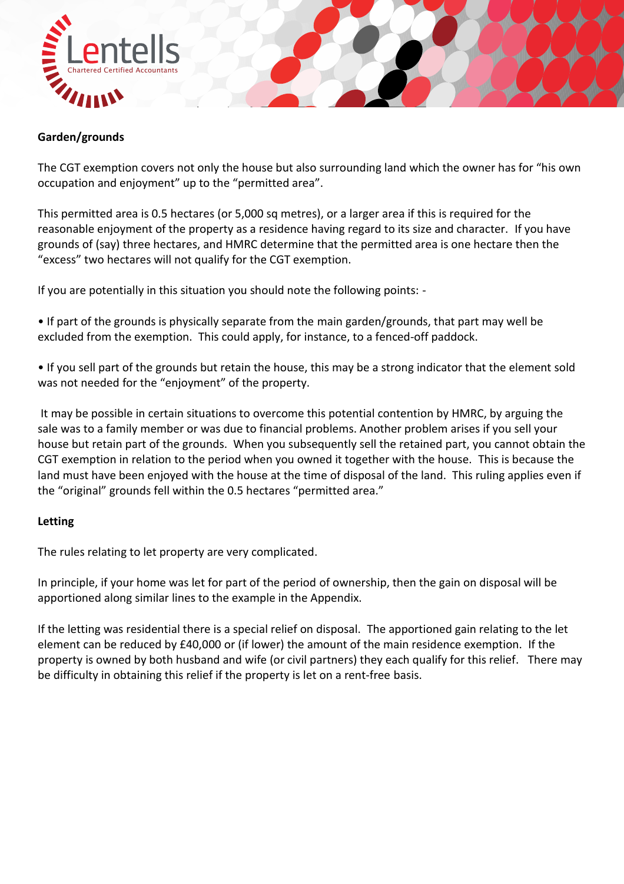**Garden/grounds**

The CGT exemption covers not only the house but also surrounding land which the owner has for "his own occupation and enjoyment" up to the "permitted area".

This permitted area is 0.5 hectares (or 5,000 sq metres), or a larger area if this is required for the reasonable enjoyment of the property as a residence having regard to its size and character. If you have grounds of (say) three hectares, and HMRC determine that the permitted area is one hectare then the "excess" two hectares will not qualify for the CGT exemption.

If you are potentially in this situation you should note the following points: -

• If part of the grounds is physically separate from the main garden/grounds, that part may well be excluded from the exemption. This could apply, for instance, to a fenced-off paddock.

• If you sell part of the grounds but retain the house, this may be a strong indicator that the element sold was not needed for the "enjoyment" of the property.

It may be possible in certain situations to overcome this potential contention by HMRC, by arguing the sale was to a family member or was due to financial problems. Another problem arises if you sell your house but retain part of the grounds. When you subsequently sell the retained part, you cannot obtain the CGT exemption in relation to the period when you owned it together with the house. This is because the land must have been enjoyed with the house at the time of disposal of the land. This ruling applies even if the "original" grounds fell within the 0.5 hectares "permitted area."

**Letting**

The rules relating to let property are very complicated.

In principle, if your home was let for part of the period of ownership, then the gain on disposal will be apportioned along similar lines to the example in the Appendix.

If the letting was residential there is a special relief on disposal. The apportioned gain relating to the let element can be reduced by £40,000 or (if lower) the amount of the main residence exemption. If the property is owned by both husband and wife (or civil partners) they each qualify for this relief. There may be difficulty in obtaining this relief if the property is let on a rent-free basis.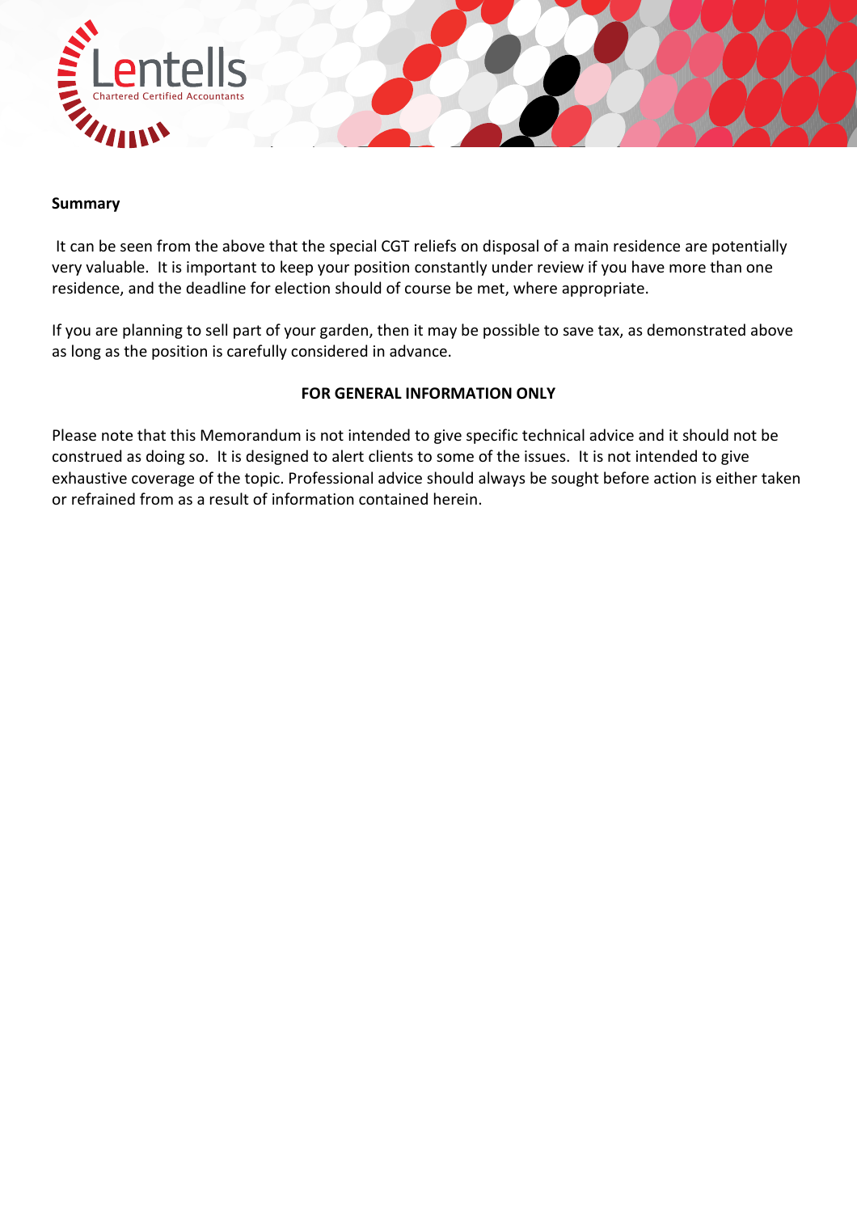**Summary**

It can be seen from the above that the special CGT reliefs on disposal of a main residence are potentially very valuable. It is important to keep your position constantly under review if you have more than one residence, and the deadline for election should of course be met, where appropriate.

If you are planning to sell part of your garden, then it may be possible to save tax, as demonstrated above as long as the position is carefully considered in advance.

**FOR GENERAL INFORMATION ONLY**

Please note that this Memorandum is not intended to give specific technical advice and it should not be construed as doing so. It is designed to alert clients to some of the issues. It is not intended to give exhaustive coverage of the topic. Professional advice should always be sought before action is either taken or refrained from as a result of information contained herein.